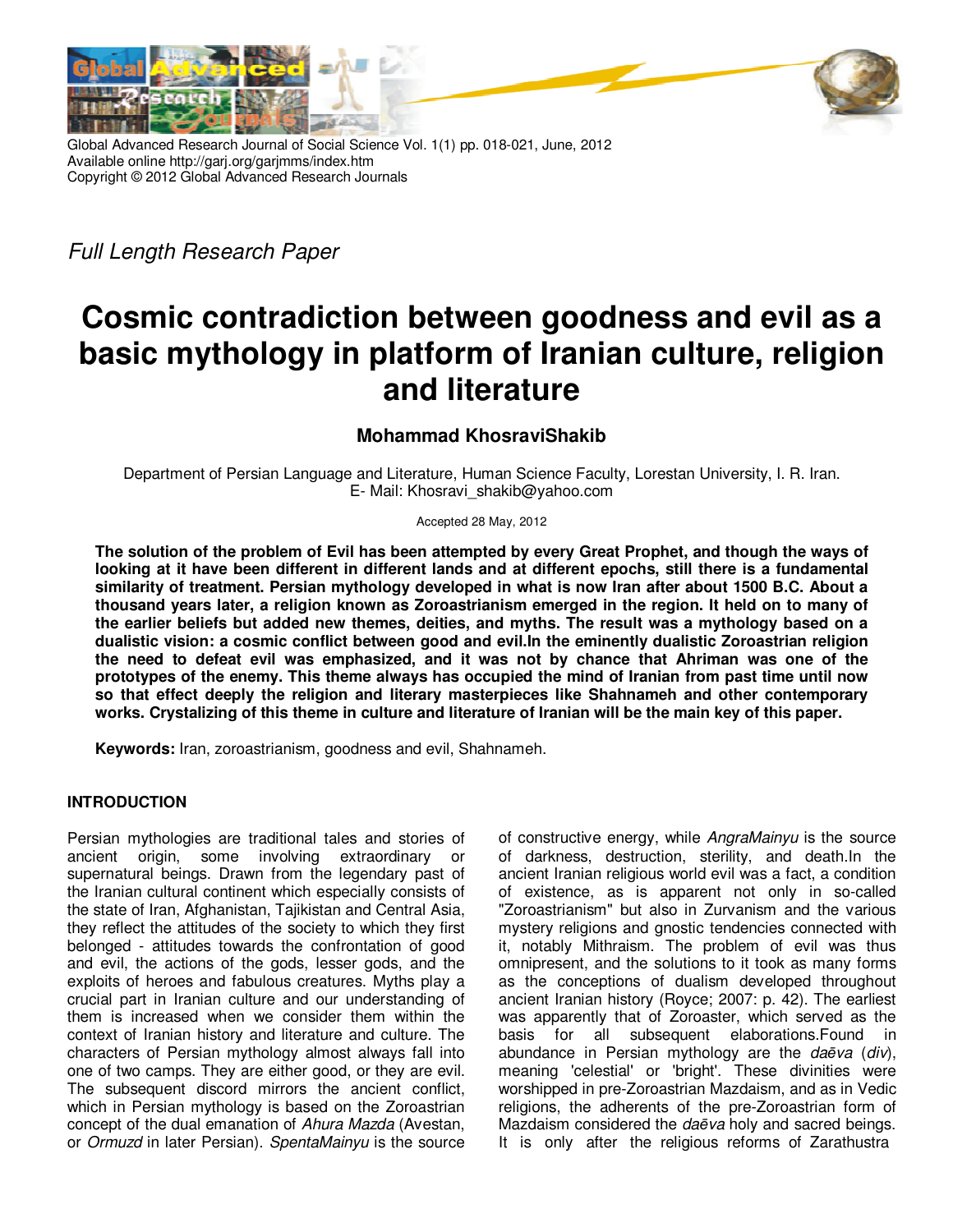Full Length Research Paper

# Cosmic contradiction between goodness and evil as a basic mythology in platform of Iranian culture, religion and literature

**Mohammad KhosraviShakib**

Department of Persian Language and Literature, Human Science Faculty, Lorestan University, I. R. Iran.
E- Mail: Khosravi_shakib@yahoo.com

Accepted 28 May, 2012

**The solution of the problem of Evil has been attempted by every Great Prophet, and though the ways of looking at it have been different in different lands and at different epochs, still there is a fundamental similarity of treatment. Persian mythology developed in what is now Iran after about 1500 B.C. About a thousand years later, a religion known as Zoroastrianism emerged in the region. It held on to many of the earlier beliefs but added new themes, deities, and myths. The result was a mythology based on a dualistic vision: a cosmic conflict between good and evil.In the eminently dualistic Zoroastrian religion the need to defeat evil was emphasized, and it was not by chance that Ahriman was one of the prototypes of the enemy. This theme always has occupied the mind of Iranian from past time until now so that effect deeply the religion and literary masterpieces like Shahnameh and other contemporary works. Crystalizing of this theme in culture and literature of Iranian will be the main key of this paper.**

**Keywords:** Iran, zoroastrianism, goodness and evil, Shahnameh.

## INTRODUCTION

Persian mythologies are traditional tales and stories of ancient origin, some involving extraordinary or supernatural beings. Drawn from the legendary past of the Iranian cultural continent which especially consists of the state of Iran, Afghanistan, Tajikistan and Central Asia, they reflect the attitudes of the society to which they first belonged - attitudes towards the confrontation of good and evil, the actions of the gods, lesser gods, and the exploits of heroes and fabulous creatures. Myths play a crucial part in Iranian culture and our understanding of them is increased when we consider them within the context of Iranian history and literature and culture. The characters of Persian mythology almost always fall into one of two camps. They are either good, or they are evil. The subsequent discord mirrors the ancient conflict, which in Persian mythology is based on the Zoroastrian concept of the dual emanation of *Ahura Mazda* (Avestan, or *Ormuzd* in later Persian). *SpentaMainyu* is the source of constructive energy, while *AngraMainyu* is the source of darkness, destruction, sterility, and death.In the ancient Iranian religious world evil was a fact, a condition of existence, as is apparent not only in so-called "Zoroastrianism" but also in Zurvanism and the various mystery religions and gnostic tendencies connected with it, notably Mithraism. The problem of evil was thus omnipresent, and the solutions to it took as many forms as the conceptions of dualism developed throughout ancient Iranian history (Royce; 2007: p. 42). The earliest was apparently that of Zoroaster, which served as the basis for all subsequent elaborations.Found in abundance in Persian mythology are the *daēva* (*div*), meaning 'celestial' or 'bright'. These divinities were worshipped in pre-Zoroastrian Mazdaism, and as in Vedic religions, the adherents of the pre-Zoroastrian form of Mazdaism considered the *daēva* holy and sacred beings. It is only after the religious reforms of Zarathustra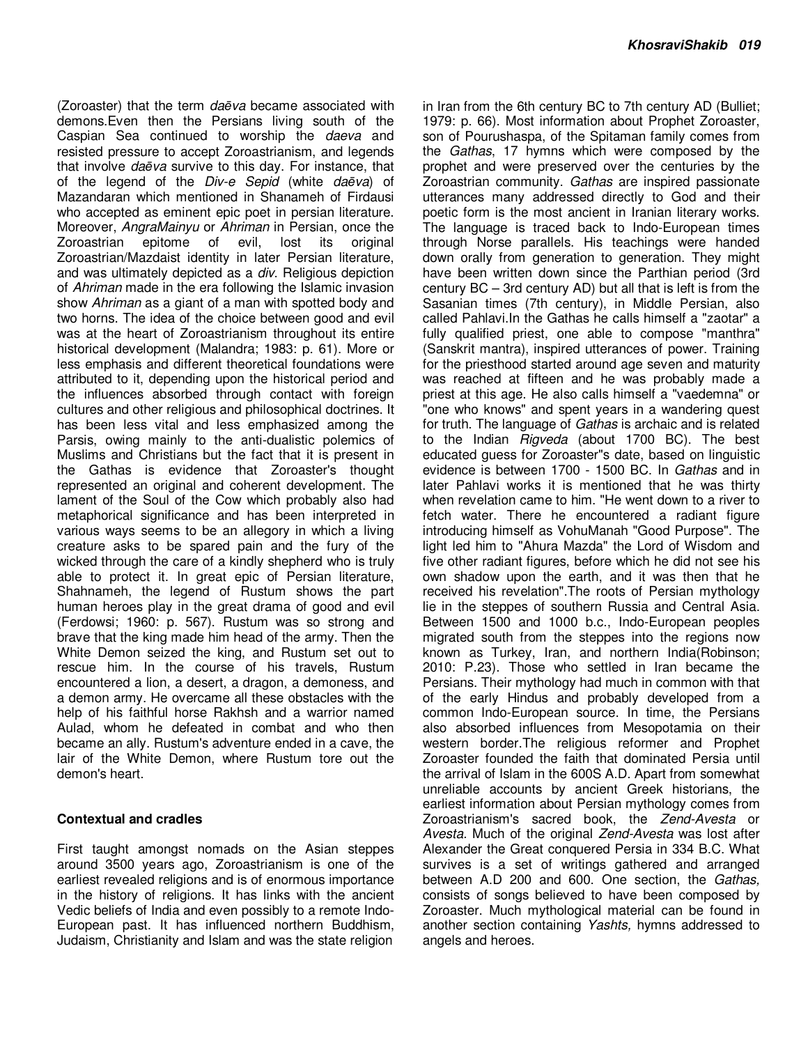(Zoroaster) that the term *daēva* became associated with demons.Even then the Persians living south of the Caspian Sea continued to worship the *daeva* and resisted pressure to accept Zoroastrianism, and legends that involve *daēva* survive to this day. For instance, that of the legend of the *Div-e Sepid* (white *daēva*) of Mazandaran which mentioned in Shanameh of Firdausi who accepted as eminent epic poet in persian literature. Moreover, *AngraMainyu* or *Ahriman* in Persian, once the Zoroastrian epitome of evil, lost its original Zoroastrian/Mazdaist identity in later Persian literature, and was ultimately depicted as a *div*. Religious depiction of *Ahriman* made in the era following the Islamic invasion show *Ahriman* as a giant of a man with spotted body and two horns. The idea of the choice between good and evil was at the heart of Zoroastrianism throughout its entire historical development (Malandra; 1983: p. 61). More or less emphasis and different theoretical foundations were attributed to it, depending upon the historical period and the influences absorbed through contact with foreign cultures and other religious and philosophical doctrines. It has been less vital and less emphasized among the Parsis, owing mainly to the anti-dualistic polemics of Muslims and Christians but the fact that it is present in the Gathas is evidence that Zoroaster's thought represented an original and coherent development. The lament of the Soul of the Cow which probably also had metaphorical significance and has been interpreted in various ways seems to be an allegory in which a living creature asks to be spared pain and the fury of the wicked through the care of a kindly shepherd who is truly able to protect it. In great epic of Persian literature, Shahnameh, the legend of Rustum shows the part human heroes play in the great drama of good and evil (Ferdowsi; 1960: p. 567). Rustum was so strong and brave that the king made him head of the army. Then the White Demon seized the king, and Rustum set out to rescue him. In the course of his travels, Rustum encountered a lion, a desert, a dragon, a demoness, and a demon army. He overcame all these obstacles with the help of his faithful horse Rakhsh and a warrior named Aulad, whom he defeated in combat and who then became an ally. Rustum's adventure ended in a cave, the lair of the White Demon, where Rustum tore out the demon's heart.

## Contextual and cradles

First taught amongst nomads on the Asian steppes around 3500 years ago, Zoroastrianism is one of the earliest revealed religions and is of enormous importance in the history of religions. It has links with the ancient Vedic beliefs of India and even possibly to a remote Indo-European past. It has influenced northern Buddhism, Judaism, Christianity and Islam and was the state religion in Iran from the 6th century BC to 7th century AD (Bulliet; 1979: p. 66). Most information about Prophet Zoroaster, son of Pourushaspa, of the Spitaman family comes from the *Gathas*, 17 hymns which were composed by the prophet and were preserved over the centuries by the Zoroastrian community. *Gathas* are inspired passionate utterances many addressed directly to God and their poetic form is the most ancient in Iranian literary works. The language is traced back to Indo-European times through Norse parallels. His teachings were handed down orally from generation to generation. They might have been written down since the Parthian period (3rd century BC – 3rd century AD) but all that is left is from the Sasanian times (7th century), in Middle Persian, also called Pahlavi.In the Gathas he calls himself a "zaotar" a fully qualified priest, one able to compose "manthra" (Sanskrit mantra), inspired utterances of power. Training for the priesthood started around age seven and maturity was reached at fifteen and he was probably made a priest at this age. He also calls himself a "vaedemna" or "one who knows" and spent years in a wandering quest for truth. The language of *Gathas* is archaic and is related to the Indian *Rigveda* (about 1700 BC). The best educated guess for Zoroaster"s date, based on linguistic evidence is between 1700 - 1500 BC. In *Gathas* and in later Pahlavi works it is mentioned that he was thirty when revelation came to him. "He went down to a river to fetch water. There he encountered a radiant figure introducing himself as VohuManah "Good Purpose". The light led him to "Ahura Mazda" the Lord of Wisdom and five other radiant figures, before which he did not see his own shadow upon the earth, and it was then that he received his revelation".The roots of Persian mythology lie in the steppes of southern Russia and Central Asia. Between 1500 and 1000 b.c., Indo-European peoples migrated south from the steppes into the regions now known as Turkey, Iran, and northern India(Robinson; 2010: P.23). Those who settled in Iran became the Persians. Their mythology had much in common with that of the early Hindus and probably developed from a common Indo-European source. In time, the Persians also absorbed influences from Mesopotamia on their western border.The religious reformer and Prophet Zoroaster founded the faith that dominated Persia until the arrival of Islam in the 600S A.D. Apart from somewhat unreliable accounts by ancient Greek historians, the earliest information about Persian mythology comes from Zoroastrianism's sacred book, the *Zend-Avesta* or *Avesta*. Much of the original *Zend-Avesta* was lost after Alexander the Great conquered Persia in 334 B.C. What survives is a set of writings gathered and arranged between A.D 200 and 600. One section, the *Gathas,* consists of songs believed to have been composed by Zoroaster. Much mythological material can be found in another section containing *Yashts,* hymns addressed to angels and heroes.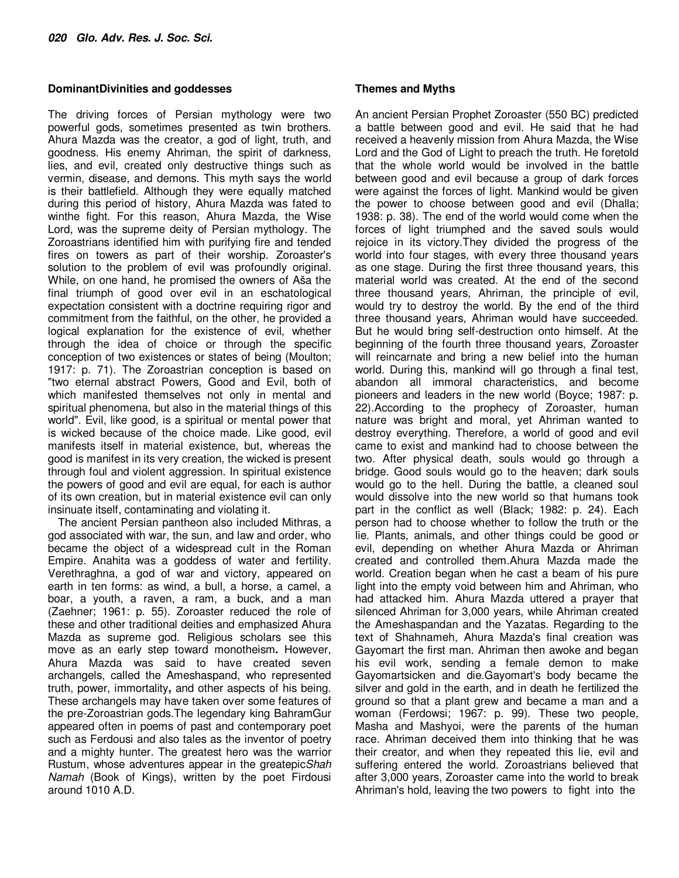### DominantDivinities and goddesses

The driving forces of Persian mythology were two powerful gods, sometimes presented as twin brothers. Ahura Mazda was the creator, a god of light, truth, and goodness. His enemy Ahriman, the spirit of darkness, lies, and evil, created only destructive things such as vermin, disease, and demons. This myth says the world is their battlefield. Although they were equally matched during this period of history, Ahura Mazda was fated to winthe fight. For this reason, Ahura Mazda, the Wise Lord, was the supreme deity of Persian mythology. The Zoroastrians identified him with purifying fire and tended fires on towers as part of their worship. Zoroaster's solution to the problem of evil was profoundly original. While, on one hand, he promised the owners of Aša the final triumph of good over evil in an eschatological expectation consistent with a doctrine requiring rigor and commitment from the faithful, on the other, he provided a logical explanation for the existence of evil, whether through the idea of choice or through the specific conception of two existences or states of being (Moulton; 1917: p. 71). The Zoroastrian conception is based on "two eternal abstract Powers, Good and Evil, both of which manifested themselves not only in mental and spiritual phenomena, but also in the material things of this world". Evil, like good, is a spiritual or mental power that is wicked because of the choice made. Like good, evil manifests itself in material existence, but, whereas the good is manifest in its very creation, the wicked is present through foul and violent aggression. In spiritual existence the powers of good and evil are equal, for each is author of its own creation, but in material existence evil can only insinuate itself, contaminating and violating it.

The ancient Persian pantheon also included Mithras, a god associated with war, the sun, and law and order, who became the object of a widespread cult in the Roman Empire. Anahita was a goddess of water and fertility. Verethraghna, a god of war and victory, appeared on earth in ten forms: as wind, a bull, a horse, a camel, a boar, a youth, a raven, a ram, a buck, and a man (Zaehner; 1961: p. 55). Zoroaster reduced the role of these and other traditional deities and emphasized Ahura Mazda as supreme god. Religious scholars see this move as an early step toward monotheism**.** However, Ahura Mazda was said to have created seven archangels, called the Ameshaspand, who represented truth, power, immortality**,** and other aspects of his being. These archangels may have taken over some features of the pre-Zoroastrian gods.The legendary king BahramGur appeared often in poems of past and contemporary poet such as Ferdousi and also tales as the inventor of poetry and a mighty hunter. The greatest hero was the warrior Rustum, whose adventures appear in the greatepic*Shah Namah* (Book of Kings), written by the poet Firdousi around 1010 A.D.

### Themes and Myths

An ancient Persian Prophet Zoroaster (550 BC) predicted a battle between good and evil. He said that he had received a heavenly mission from Ahura Mazda, the Wise Lord and the God of Light to preach the truth. He foretold that the whole world would be involved in the battle between good and evil because a group of dark forces were against the forces of light. Mankind would be given the power to choose between good and evil (Dhalla; 1938: p. 38). The end of the world would come when the forces of light triumphed and the saved souls would rejoice in its victory.They divided the progress of the world into four stages, with every three thousand years as one stage. During the first three thousand years, this material world was created. At the end of the second three thousand years, Ahriman, the principle of evil, would try to destroy the world. By the end of the third three thousand years, Ahriman would have succeeded. But he would bring self-destruction onto himself. At the beginning of the fourth three thousand years, Zoroaster will reincarnate and bring a new belief into the human world. During this, mankind will go through a final test, abandon all immoral characteristics, and become pioneers and leaders in the new world (Boyce; 1987: p. 22).According to the prophecy of Zoroaster, human nature was bright and moral, yet Ahriman wanted to destroy everything. Therefore, a world of good and evil came to exist and mankind had to choose between the two. After physical death, souls would go through a bridge. Good souls would go to the heaven; dark souls would go to the hell. During the battle, a cleaned soul would dissolve into the new world so that humans took part in the conflict as well (Black; 1982: p. 24). Each person had to choose whether to follow the truth or the lie. Plants, animals, and other things could be good or evil, depending on whether Ahura Mazda or Ahriman created and controlled them.Ahura Mazda made the world. Creation began when he cast a beam of his pure light into the empty void between him and Ahriman, who had attacked him. Ahura Mazda uttered a prayer that silenced Ahriman for 3,000 years, while Ahriman created the Ameshaspandan and the Yazatas. Regarding to the text of Shahnameh, Ahura Mazda's final creation was Gayomart the first man. Ahriman then awoke and began his evil work, sending a female demon to make Gayomartsicken and die.Gayomart's body became the silver and gold in the earth, and in death he fertilized the ground so that a plant grew and became a man and a woman (Ferdowsi; 1967: p. 99). These two people, Masha and Mashyoi, were the parents of the human race. Ahriman deceived them into thinking that he was their creator, and when they repeated this lie, evil and suffering entered the world. Zoroastrians believed that after 3,000 years, Zoroaster came into the world to break Ahriman's hold, leaving the two powers to fight into the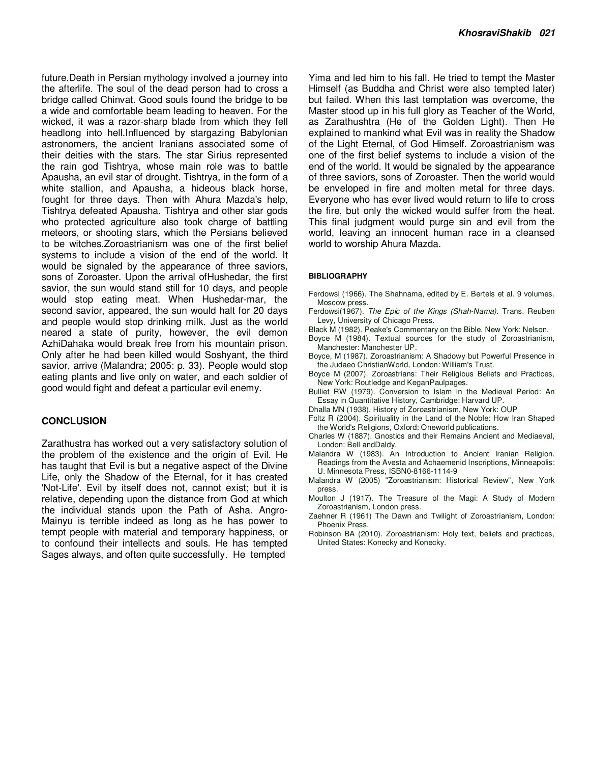future.Death in Persian mythology involved a journey into the afterlife. The soul of the dead person had to cross a bridge called Chinvat. Good souls found the bridge to be a wide and comfortable beam leading to heaven. For the wicked, it was a razor-sharp blade from which they fell headlong into hell.Influenced by stargazing Babylonian astronomers, the ancient Iranians associated some of their deities with the stars. The star Sirius represented the rain god Tishtrya, whose main role was to battle Apausha, an evil star of drought. Tishtrya, in the form of a white stallion, and Apausha, a hideous black horse, fought for three days. Then with Ahura Mazda's help, Tishtrya defeated Apausha. Tishtrya and other star gods who protected agriculture also took charge of battling meteors, or shooting stars, which the Persians believed to be witches.Zoroastrianism was one of the first belief systems to include a vision of the end of the world. It would be signaled by the appearance of three saviors, sons of Zoroaster. Upon the arrival ofHushedar, the first savior, the sun would stand still for 10 days, and people would stop eating meat. When Hushedar-mar, the second savior, appeared, the sun would halt for 20 days and people would stop drinking milk. Just as the world neared a state of purity, however, the evil demon AzhiDahaka would break free from his mountain prison. Only after he had been killed would Soshyant, the third savior, arrive (Malandra; 2005: p. 33). People would stop eating plants and live only on water, and each soldier of good would fight and defeat a particular evil enemy.

## CONCLUSION

Zarathustra has worked out a very satisfactory solution of the problem of the existence and the origin of Evil. He has taught that Evil is but a negative aspect of the Divine Life, only the Shadow of the Eternal, for it has created 'Not-Life'. Evil by itself does not, cannot exist; but it is relative, depending upon the distance from God at which the individual stands upon the Path of Asha. Angro-Mainyu is terrible indeed as long as he has power to tempt people with material and temporary happiness, or to confound their intellects and souls. He has tempted Sages always, and often quite successfully. He tempted Yima and led him to his fall. He tried to tempt the Master Himself (as Buddha and Christ were also tempted later) but failed. When this last temptation was overcome, the Master stood up in his full glory as Teacher of the World, as Zarathushtra (He of the Golden Light). Then He explained to mankind what Evil was in reality the Shadow of the Light Eternal, of God Himself. Zoroastrianism was one of the first belief systems to include a vision of the end of the world. It would be signaled by the appearance of three saviors, sons of Zoroaster. Then the world would be enveloped in fire and molten metal for three days. Everyone who has ever lived would return to life to cross the fire, but only the wicked would suffer from the heat. This final judgment would purge sin and evil from the world, leaving an innocent human race in a cleansed world to worship Ahura Mazda.

## BIBLIOGRAPHY

Ferdowsi (1966). The Shahnama, edited by E. Bertels et al. 9 volumes. Moscow press.

Ferdowsi(1967). *The Epic of the Kings (Shah-Nama)*. Trans. Reuben Levy, University of Chicago Press.

Black M (1982). Peake's Commentary on the Bible, New York: Nelson.

Boyce M (1984). Textual sources for the study of Zoroastrianism, Manchester: Manchester UP.

Boyce, M (1987). Zoroastrianism: A Shadowy but Powerful Presence in the Judaeo ChristianWorld, London: William's Trust.

Boyce M (2007). Zoroastrians: Their Religious Beliefs and Practices, New York: Routledge and KeganPaulpages.

Bulliet RW (1979). Conversion to Islam in the Medieval Period: An Essay in Quantitative History, Cambridge: Harvard UP.

Dhalla MN (1938). History of Zoroastrianism, New York: OUP

Foltz R (2004). Spirituality in the Land of the Noble: How Iran Shaped the World's Religions, Oxford: Oneworld publications.

Charles W (1887). Gnostics and their Remains Ancient and Mediaeval, London: Bell andDaldy.

Malandra W (1983). An Introduction to Ancient Iranian Religion. Readings from the Avesta and Achaemenid Inscriptions, Minneapolis: U. Minnesota Press, ISBN0-8166-1114-9

Malandra W (2005) "Zoroastrianism: Historical Review", New York press.

Moulton J (1917). The Treasure of the Magi: A Study of Modern Zoroastrianism, London press.

Zaehner R (1961) The Dawn and Twilight of Zoroastrianism, London: Phoenix Press.

Robinson BA (2010). Zoroastrianism: Holy text, beliefs and practices, United States: Konecky and Konecky.